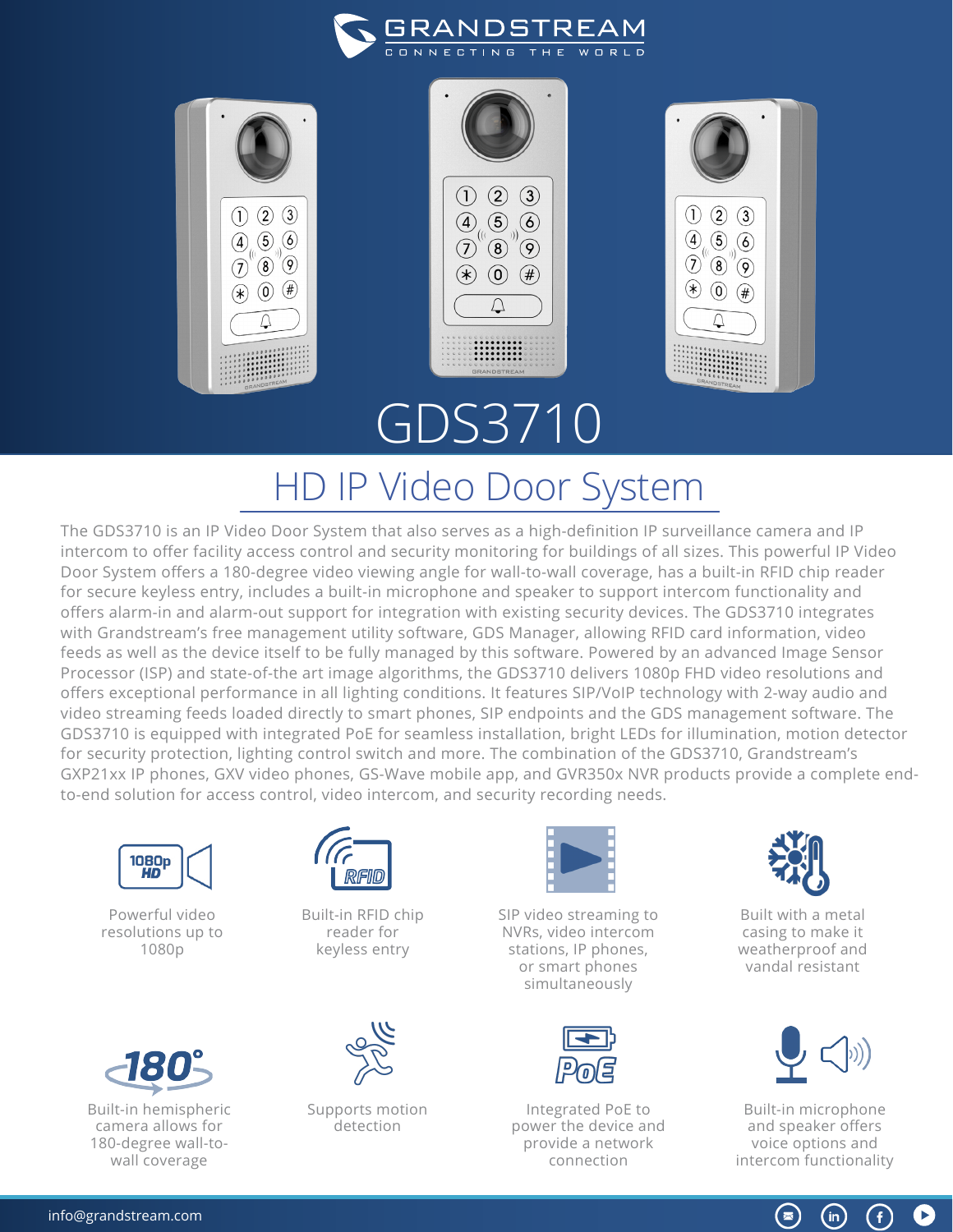# GDS3710

## HD IP Video Door System

The GDS3710 is an IP Video Door System that also serves as a high-definition IP surveillance camera and IP intercom to offer facility access control and security monitoring for buildings of all sizes. This powerful IP Video Door System offers a 180-degree video viewing angle for wall-to-wall coverage, has a built-in RFID chip reader for secure keyless entry, includes a built-in microphone and speaker to support intercom functionality and offers alarm-in and alarm-out support for integration with existing security devices. The GDS3710 integrates with Grandstream's free management utility software, GDS Manager, allowing RFID card information, video feeds as well as the device itself to be fully managed by this software. Powered by an advanced Image Sensor Processor (ISP) and state-of-the art image algorithms, the GDS3710 delivers 1080p FHD video resolutions and offers exceptional performance in all lighting conditions. It features SIP/VoIP technology with 2-way audio and video streaming feeds loaded directly to smart phones, SIP endpoints and the GDS management software. The GDS3710 is equipped with integrated PoE for seamless installation, bright LEDs for illumination, motion detector for security protection, lighting control switch and more. The combination of the GDS3710, Grandstream's GXP21xx IP phones, GXV video phones, GS-Wave mobile app, and GVR350x NVR products provide a complete end-to-end solution for access control, video intercom, and security recording needs.

- Powerful video resolutions up to 1080p
- Built-in RFID chip reader for keyless entry
- SIP video streaming to NVRs, video intercom stations, IP phones, or smart phones simultaneously
- Built with a metal casing to make it weatherproof and vandal resistant
- Built-in hemispheric camera allows for 180-degree wall-to-wall coverage
- Supports motion detection
- Integrated PoE to power the device and provide a network connection
- Built-in microphone and speaker offers voice options and intercom functionality

info@grandstream.com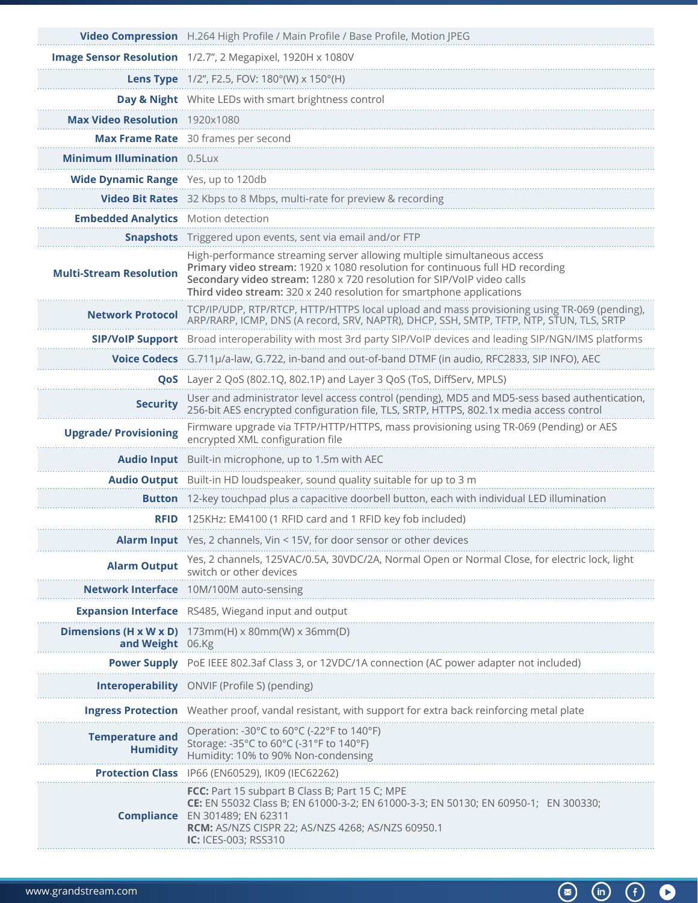| | |
|---|---|
| **Video Compression** | H.264 High Profile / Main Profile / Base Profile, Motion JPEG |
| **Image Sensor Resolution** | 1/2.7”, 2 Megapixel, 1920H x 1080V |
| **Lens Type** | 1/2”, F2.5, FOV: 180°(W) x 150°(H) |
| **Day & Night** | White LEDs with smart brightness control |
| **Max Video Resolution** | 1920x1080 |
| **Max Frame Rate** | 30 frames per second |
| **Minimum Illumination** | 0.5Lux |
| **Wide Dynamic Range** | Yes, up to 120db |
| **Video Bit Rates** | 32 Kbps to 8 Mbps, multi-rate for preview & recording |
| **Embedded Analytics** | Motion detection |
| **Snapshots** | Triggered upon events, sent via email and/or FTP |
| **Multi-Stream Resolution** | High-performance streaming server allowing multiple simultaneous access<br>**Primary video stream:** 1920 x 1080 resolution for continuous full HD recording<br>**Secondary video stream:** 1280 x 720 resolution for SIP/VoIP video calls<br>**Third video stream:** 320 x 240 resolution for smartphone applications |
| **Network Protocol** | TCP/IP/UDP, RTP/RTCP, HTTP/HTTPS local upload and mass provisioning using TR-069 (pending), ARP/RARP, ICMP, DNS (A record, SRV, NAPTR), DHCP, SSH, SMTP, TFTP, NTP, STUN, TLS, SRTP |
| **SIP/VoIP Support** | Broad interoperability with most 3rd party SIP/VoIP devices and leading SIP/NGN/IMS platforms |
| **Voice Codecs** | G.711μ/a-law, G.722, in-band and out-of-band DTMF (in audio, RFC2833, SIP INFO), AEC |
| **QoS** | Layer 2 QoS (802.1Q, 802.1P) and Layer 3 QoS (ToS, DiffServ, MPLS) |
| **Security** | User and administrator level access control (pending), MD5 and MD5-sess based authentication, 256-bit AES encrypted configuration file, TLS, SRTP, HTTPS, 802.1x media access control |
| **Upgrade/ Provisioning** | Firmware upgrade via TFTP/HTTP/HTTPS, mass provisioning using TR-069 (Pending) or AES encrypted XML configuration file |
| **Audio Input** | Built-in microphone, up to 1.5m with AEC |
| **Audio Output** | Built-in HD loudspeaker, sound quality suitable for up to 3 m |
| **Button** | 12-key touchpad plus a capacitive doorbell button, each with individual LED illumination |
| **RFID** | 125KHz: EM4100 (1 RFID card and 1 RFID key fob included) |
| **Alarm Input** | Yes, 2 channels, Vin < 15V, for door sensor or other devices |
| **Alarm Output** | Yes, 2 channels, 125VAC/0.5A, 30VDC/2A, Normal Open or Normal Close, for electric lock, light switch or other devices |
| **Network Interface** | 10M/100M auto-sensing |
| **Expansion Interface** | RS485, Wiegand input and output |
| **Dimensions (H x W x D) and Weight** | 173mm(H) x 80mm(W) x 36mm(D)<br>06.Kg |
| **Power Supply** | PoE IEEE 802.3af Class 3, or 12VDC/1A connection (AC power adapter not included) |
| **Interoperability** | ONVIF (Profile S) (pending) |
| **Ingress Protection** | Weather proof, vandal resistant, with support for extra back reinforcing metal plate |
| **Temperature and Humidity** | Operation: -30°C to 60°C (-22°F to 140°F)<br>Storage: -35°C to 60°C (-31°F to 140°F)<br>Humidity: 10% to 90% Non-condensing |
| **Protection Class** | IP66 (EN60529), IK09 (IEC62262) |
| **Compliance** | **FCC:** Part 15 subpart B Class B; Part 15 C; MPE<br>**CE:** EN 55032 Class B; EN 61000-3-2; EN 61000-3-3; EN 50130; EN 60950-1; EN 300330; EN 301489; EN 62311<br>**RCM:** AS/NZS CISPR 22; AS/NZS 4268; AS/NZS 60950.1<br>**IC:** ICES-003; RSS310 |

www.grandstream.com